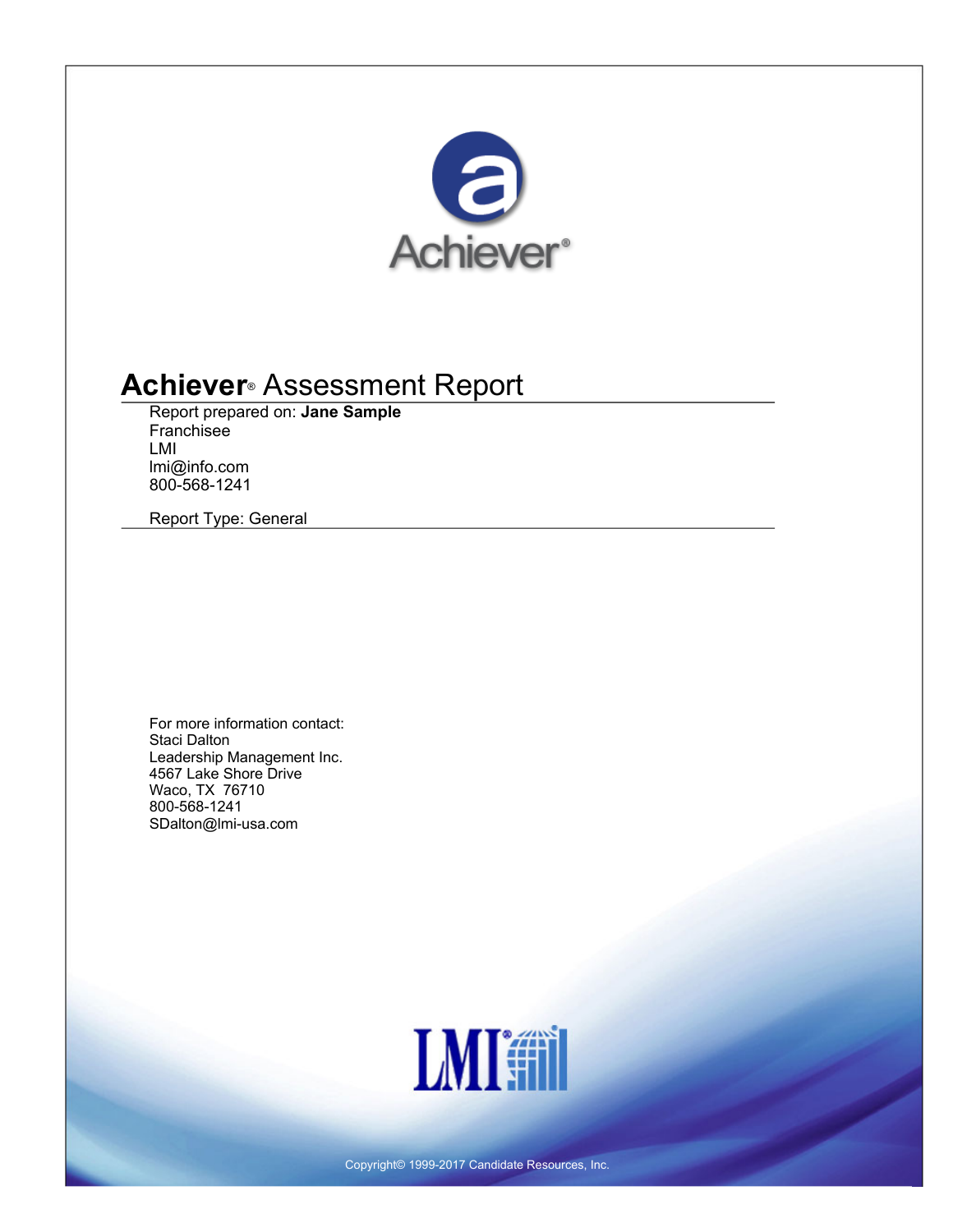Achiever®

# Achiever® Assessment Report

Report prepared on: **Jane Sample**
Franchisee
LMI
lmi@info.com
800-568-1241

Report Type: General

For more information contact:
Staci Dalton
Leadership Management Inc.
4567 Lake Shore Drive
Waco, TX 76710
800-568-1241
SDalton@lmi-usa.com

LMI®

Copyright© 1999-2017 Candidate Resources, Inc.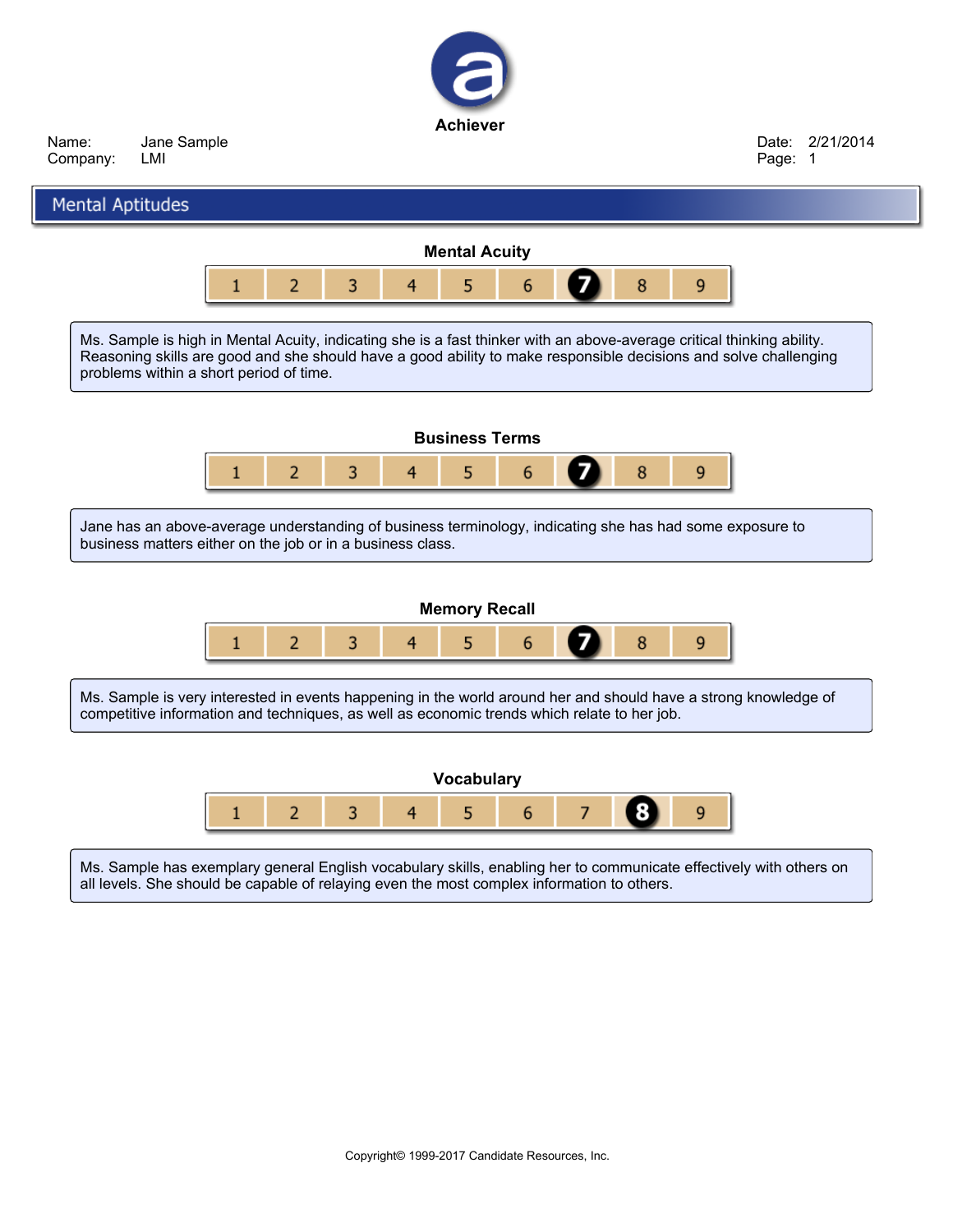**Achiever**

Name: Jane Sample
Company: LMI

Date: 2/21/2014

## Mental Aptitudes

### Mental Acuity

| 1 | 2 | 3 | 4 | 5 | 6 | **7** | 8 | 9 |
|---|---|---|---|---|---|---|---|---|

Ms. Sample is high in Mental Acuity, indicating she is a fast thinker with an above-average critical thinking ability. Reasoning skills are good and she should have a good ability to make responsible decisions and solve challenging problems within a short period of time.

### Business Terms

| 1 | 2 | 3 | 4 | 5 | 6 | **7** | 8 | 9 |
|---|---|---|---|---|---|---|---|---|

Jane has an above-average understanding of business terminology, indicating she has had some exposure to business matters either on the job or in a business class.

### Memory Recall

| 1 | 2 | 3 | 4 | 5 | 6 | **7** | 8 | 9 |
|---|---|---|---|---|---|---|---|---|

Ms. Sample is very interested in events happening in the world around her and should have a strong knowledge of competitive information and techniques, as well as economic trends which relate to her job.

### Vocabulary

| 1 | 2 | 3 | 4 | 5 | 6 | 7 | **8** | 9 |
|---|---|---|---|---|---|---|---|---|

Ms. Sample has exemplary general English vocabulary skills, enabling her to communicate effectively with others on all levels. She should be capable of relaying even the most complex information to others.

Copyright© 1999-2017 Candidate Resources, Inc.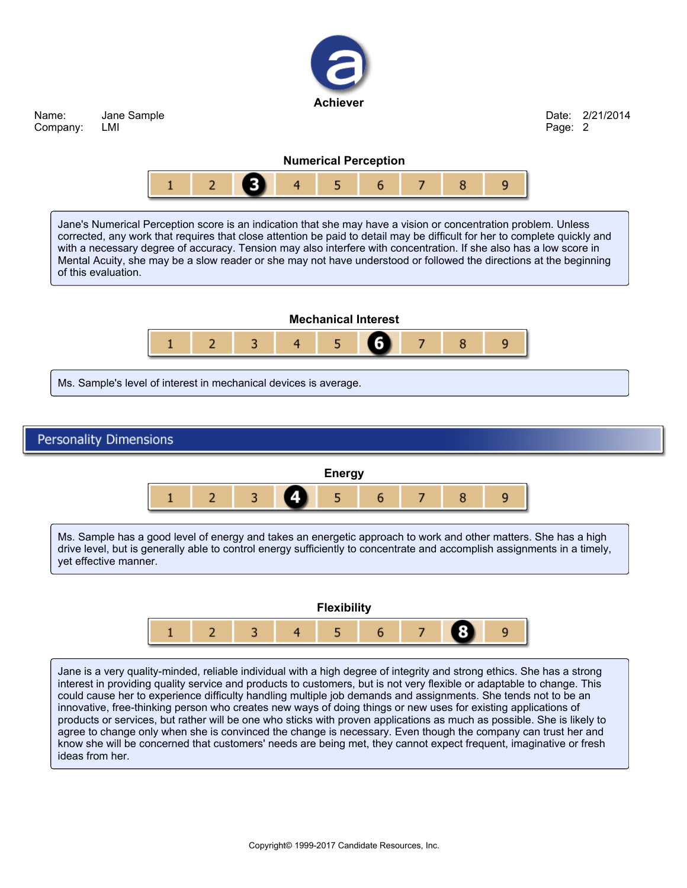**Achiever**

Name: Jane Sample
Company: LMI

Date: 2/21/2014

### Numerical Perception

| 1 | 2 | **3** | 4 | 5 | 6 | 7 | 8 | 9 |
|---|---|---|---|---|---|---|---|---|

Jane's Numerical Perception score is an indication that she may have a vision or concentration problem. Unless corrected, any work that requires that close attention be paid to detail may be difficult for her to complete quickly and with a necessary degree of accuracy. Tension may also interfere with concentration. If she also has a low score in Mental Acuity, she may be a slow reader or she may not have understood or followed the directions at the beginning of this evaluation.

### Mechanical Interest

| 1 | 2 | 3 | 4 | 5 | **6** | 7 | 8 | 9 |
|---|---|---|---|---|---|---|---|---|

Ms. Sample's level of interest in mechanical devices is average.

## Personality Dimensions

### Energy

| 1 | 2 | 3 | **4** | 5 | 6 | 7 | 8 | 9 |
|---|---|---|---|---|---|---|---|---|

Ms. Sample has a good level of energy and takes an energetic approach to work and other matters. She has a high drive level, but is generally able to control energy sufficiently to concentrate and accomplish assignments in a timely, yet effective manner.

### Flexibility

| 1 | 2 | 3 | 4 | 5 | 6 | 7 | **8** | 9 |
|---|---|---|---|---|---|---|---|---|

Jane is a very quality-minded, reliable individual with a high degree of integrity and strong ethics. She has a strong interest in providing quality service and products to customers, but is not very flexible or adaptable to change. This could cause her to experience difficulty handling multiple job demands and assignments. She tends not to be an innovative, free-thinking person who creates new ways of doing things or new uses for existing applications of products or services, but rather will be one who sticks with proven applications as much as possible. She is likely to agree to change only when she is convinced the change is necessary. Even though the company can trust her and know she will be concerned that customers' needs are being met, they cannot expect frequent, imaginative or fresh ideas from her.

Copyright© 1999-2017 Candidate Resources, Inc.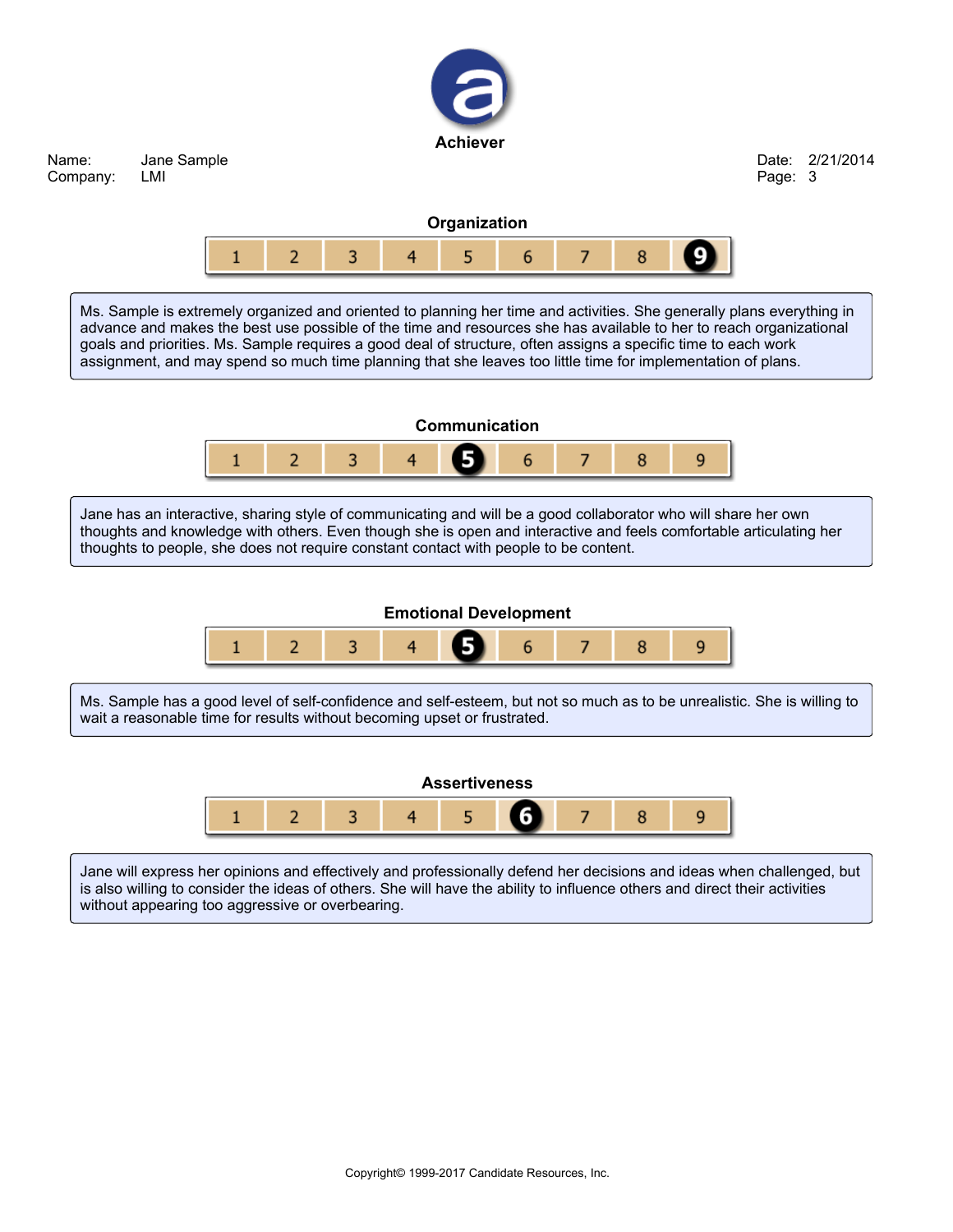**Achiever**

Name: Jane Sample
Company: LMI

Date: 2/21/2014

## Organization

| 1 | 2 | 3 | 4 | 5 | 6 | 7 | 8 | **9** |
|---|---|---|---|---|---|---|---|---|

Ms. Sample is extremely organized and oriented to planning her time and activities. She generally plans everything in advance and makes the best use possible of the time and resources she has available to her to reach organizational goals and priorities. Ms. Sample requires a good deal of structure, often assigns a specific time to each work assignment, and may spend so much time planning that she leaves too little time for implementation of plans.

## Communication

| 1 | 2 | 3 | 4 | **5** | 6 | 7 | 8 | 9 |
|---|---|---|---|---|---|---|---|---|

Jane has an interactive, sharing style of communicating and will be a good collaborator who will share her own thoughts and knowledge with others. Even though she is open and interactive and feels comfortable articulating her thoughts to people, she does not require constant contact with people to be content.

## Emotional Development

| 1 | 2 | 3 | 4 | **5** | 6 | 7 | 8 | 9 |
|---|---|---|---|---|---|---|---|---|

Ms. Sample has a good level of self-confidence and self-esteem, but not so much as to be unrealistic. She is willing to wait a reasonable time for results without becoming upset or frustrated.

## Assertiveness

| 1 | 2 | 3 | 4 | 5 | **6** | 7 | 8 | 9 |
|---|---|---|---|---|---|---|---|---|

Jane will express her opinions and effectively and professionally defend her decisions and ideas when challenged, but is also willing to consider the ideas of others. She will have the ability to influence others and direct their activities without appearing too aggressive or overbearing.

Copyright© 1999-2017 Candidate Resources, Inc.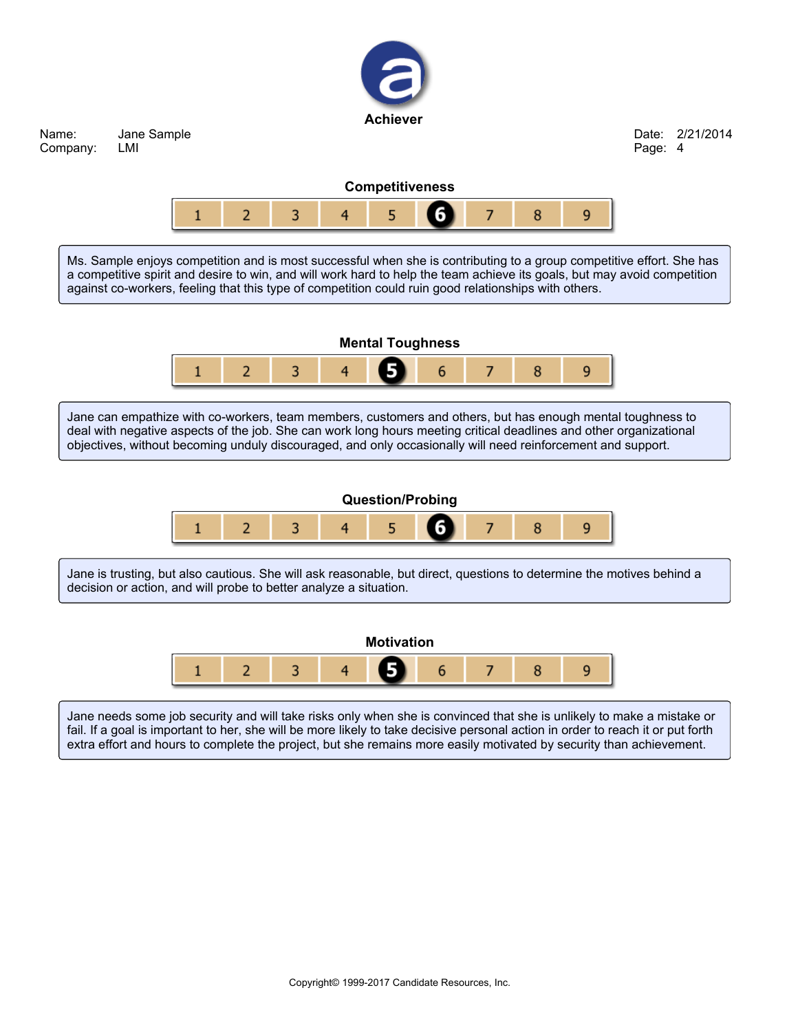# Achiever

Name: Jane Sample
Company: LMI

Date: 2/21/2014

## Competitiveness

| 1 | 2 | 3 | 4 | 5 | **6** | 7 | 8 | 9 |
|---|---|---|---|---|---|---|---|---|

Ms. Sample enjoys competition and is most successful when she is contributing to a group competitive effort. She has a competitive spirit and desire to win, and will work hard to help the team achieve its goals, but may avoid competition against co-workers, feeling that this type of competition could ruin good relationships with others.

## Mental Toughness

| 1 | 2 | 3 | 4 | **5** | 6 | 7 | 8 | 9 |
|---|---|---|---|---|---|---|---|---|

Jane can empathize with co-workers, team members, customers and others, but has enough mental toughness to deal with negative aspects of the job. She can work long hours meeting critical deadlines and other organizational objectives, without becoming unduly discouraged, and only occasionally will need reinforcement and support.

## Question/Probing

| 1 | 2 | 3 | 4 | 5 | **6** | 7 | 8 | 9 |
|---|---|---|---|---|---|---|---|---|

Jane is trusting, but also cautious. She will ask reasonable, but direct, questions to determine the motives behind a decision or action, and will probe to better analyze a situation.

## Motivation

| 1 | 2 | 3 | 4 | **5** | 6 | 7 | 8 | 9 |
|---|---|---|---|---|---|---|---|---|

Jane needs some job security and will take risks only when she is convinced that she is unlikely to make a mistake or fail. If a goal is important to her, she will be more likely to take decisive personal action in order to reach it or put forth extra effort and hours to complete the project, but she remains more easily motivated by security than achievement.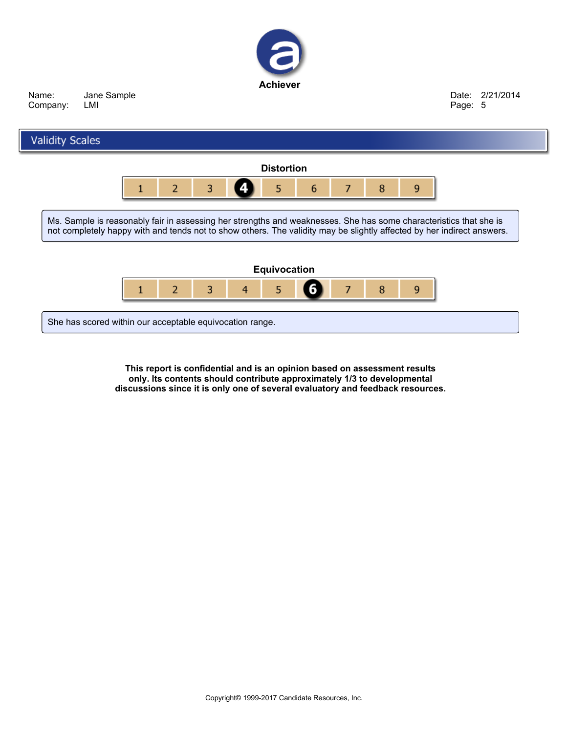## Validity Scales

### Distortion

| 1 | 2 | 3 | **4** | 5 | 6 | 7 | 8 | 9 |
|---|---|---|---|---|---|---|---|---|

Ms. Sample is reasonably fair in assessing her strengths and weaknesses. She has some characteristics that she is not completely happy with and tends not to show others. The validity may be slightly affected by her indirect answers.

### Equivocation

| 1 | 2 | 3 | 4 | 5 | **6** | 7 | 8 | 9 |
|---|---|---|---|---|---|---|---|---|

She has scored within our acceptable equivocation range.

**This report is confidential and is an opinion based on assessment results only. Its contents should contribute approximately 1/3 to developmental discussions since it is only one of several evaluatory and feedback resources.**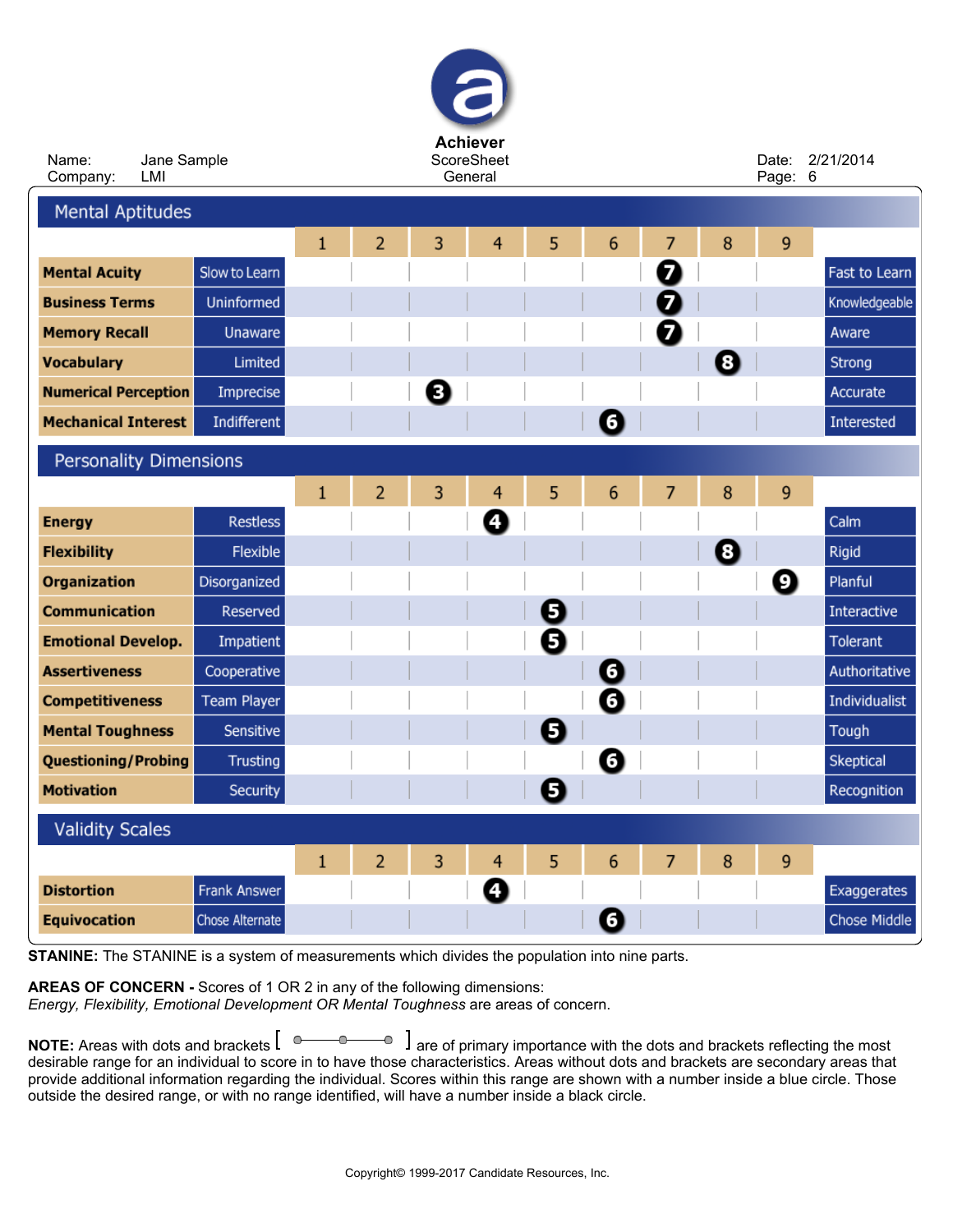**Achiever**
ScoreSheet
General

Name: Jane Sample
Company: LMI

Date: 2/21/2014
Page: 6

## Mental Aptitudes

| | | 1 | 2 | 3 | 4 | 5 | 6 | 7 | 8 | 9 | |
|---|---|---|---|---|---|---|---|---|---|---|---|
| **Mental Acuity** | Slow to Learn | | | | | | | 7 | | | Fast to Learn |
| **Business Terms** | Uninformed | | | | | | | 7 | | | Knowledgeable |
| **Memory Recall** | Unaware | | | | | | | 7 | | | Aware |
| **Vocabulary** | Limited | | | | | | | | 8 | | Strong |
| **Numerical Perception** | Imprecise | | | 3 | | | | | | | Accurate |
| **Mechanical Interest** | Indifferent | | | | | | 6 | | | | Interested |

## Personality Dimensions

| | | 1 | 2 | 3 | 4 | 5 | 6 | 7 | 8 | 9 | |
|---|---|---|---|---|---|---|---|---|---|---|---|
| **Energy** | Restless | | | | 4 | | | | | | Calm |
| **Flexibility** | Flexible | | | | | | | | 8 | | Rigid |
| **Organization** | Disorganized | | | | | | | | | 9 | Planful |
| **Communication** | Reserved | | | | | 5 | | | | | Interactive |
| **Emotional Develop.** | Impatient | | | | | 5 | | | | | Tolerant |
| **Assertiveness** | Cooperative | | | | | | 6 | | | | Authoritative |
| **Competitiveness** | Team Player | | | | | | 6 | | | | Individualist |
| **Mental Toughness** | Sensitive | | | | | 5 | | | | | Tough |
| **Questioning/Probing** | Trusting | | | | | | 6 | | | | Skeptical |
| **Motivation** | Security | | | | | 5 | | | | | Recognition |

## Validity Scales

| | | 1 | 2 | 3 | 4 | 5 | 6 | 7 | 8 | 9 | |
|---|---|---|---|---|---|---|---|---|---|---|---|
| **Distortion** | Frank Answer | | | | 4 | | | | | | Exaggerates |
| **Equivocation** | Chose Alternate | | | | | | 6 | | | | Chose Middle |

**STANINE:** The STANINE is a system of measurements which divides the population into nine parts.

**AREAS OF CONCERN -** Scores of 1 OR 2 in any of the following dimensions:
*Energy, Flexibility, Emotional Development OR Mental Toughness* are areas of concern.

**NOTE:** Areas with dots and brackets [ ○——○——○ ] are of primary importance with the dots and brackets reflecting the most desirable range for an individual to score in to have those characteristics. Areas without dots and brackets are secondary areas that provide additional information regarding the individual. Scores within this range are shown with a number inside a blue circle. Those outside the desired range, or with no range identified, will have a number inside a black circle.

Copyright© 1999-2017 Candidate Resources, Inc.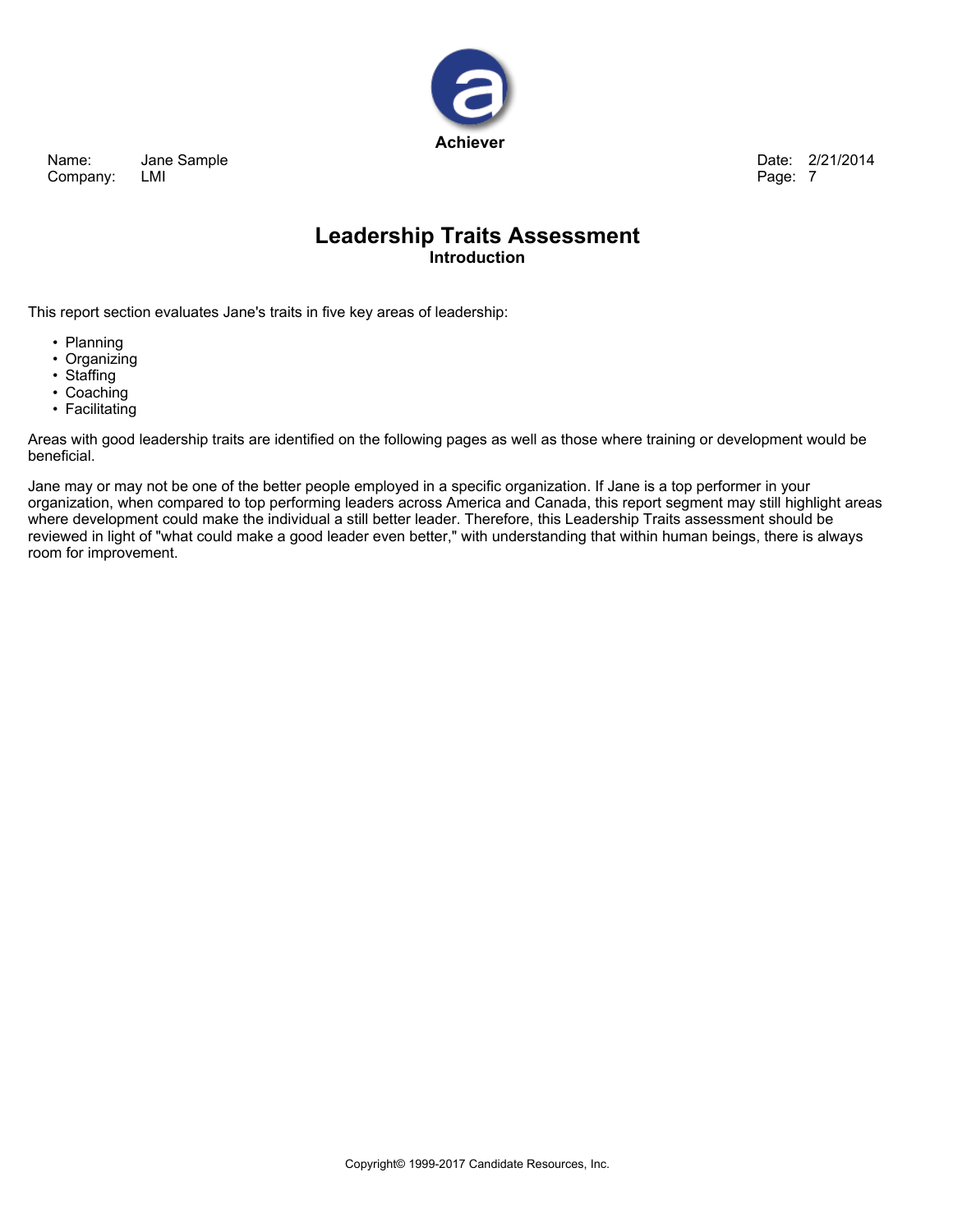# Leadership Traits Assessment

## Introduction

This report section evaluates Jane's traits in five key areas of leadership:

- Planning
- Organizing
- Staffing
- Coaching
- Facilitating

Areas with good leadership traits are identified on the following pages as well as those where training or development would be beneficial.

Jane may or may not be one of the better people employed in a specific organization. If Jane is a top performer in your organization, when compared to top performing leaders across America and Canada, this report segment may still highlight areas where development could make the individual a still better leader. Therefore, this Leadership Traits assessment should be reviewed in light of "what could make a good leader even better," with understanding that within human beings, there is always room for improvement.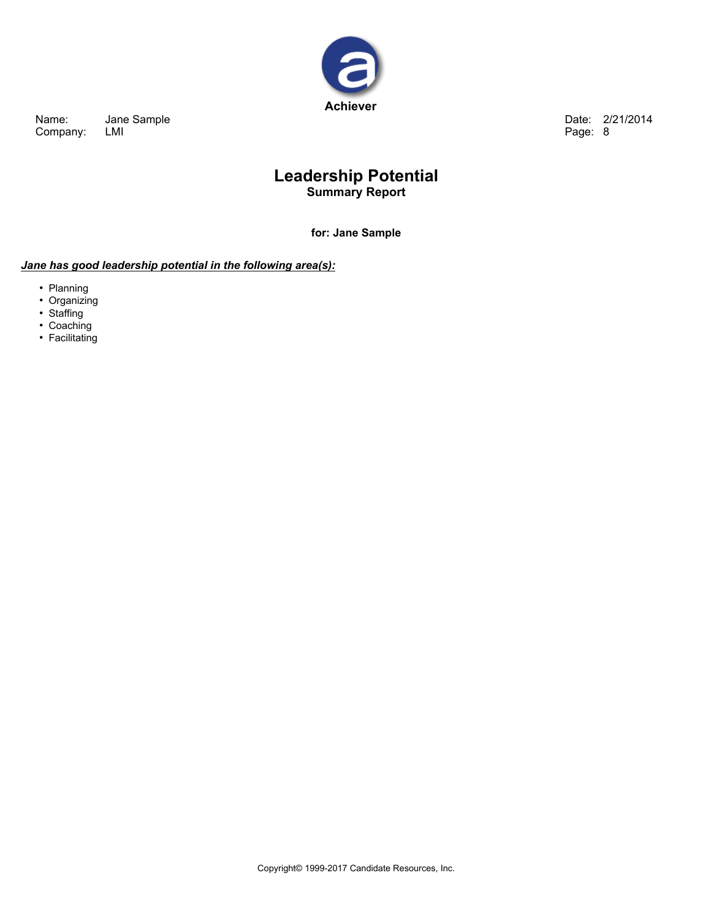Name: Jane Sample
Company: LMI

Date: 2/21/2014

# Leadership Potential

## Summary Report

**for: Jane Sample**

***Jane has good leadership potential in the following area(s):***

- Planning
- Organizing
- Staffing
- Coaching
- Facilitating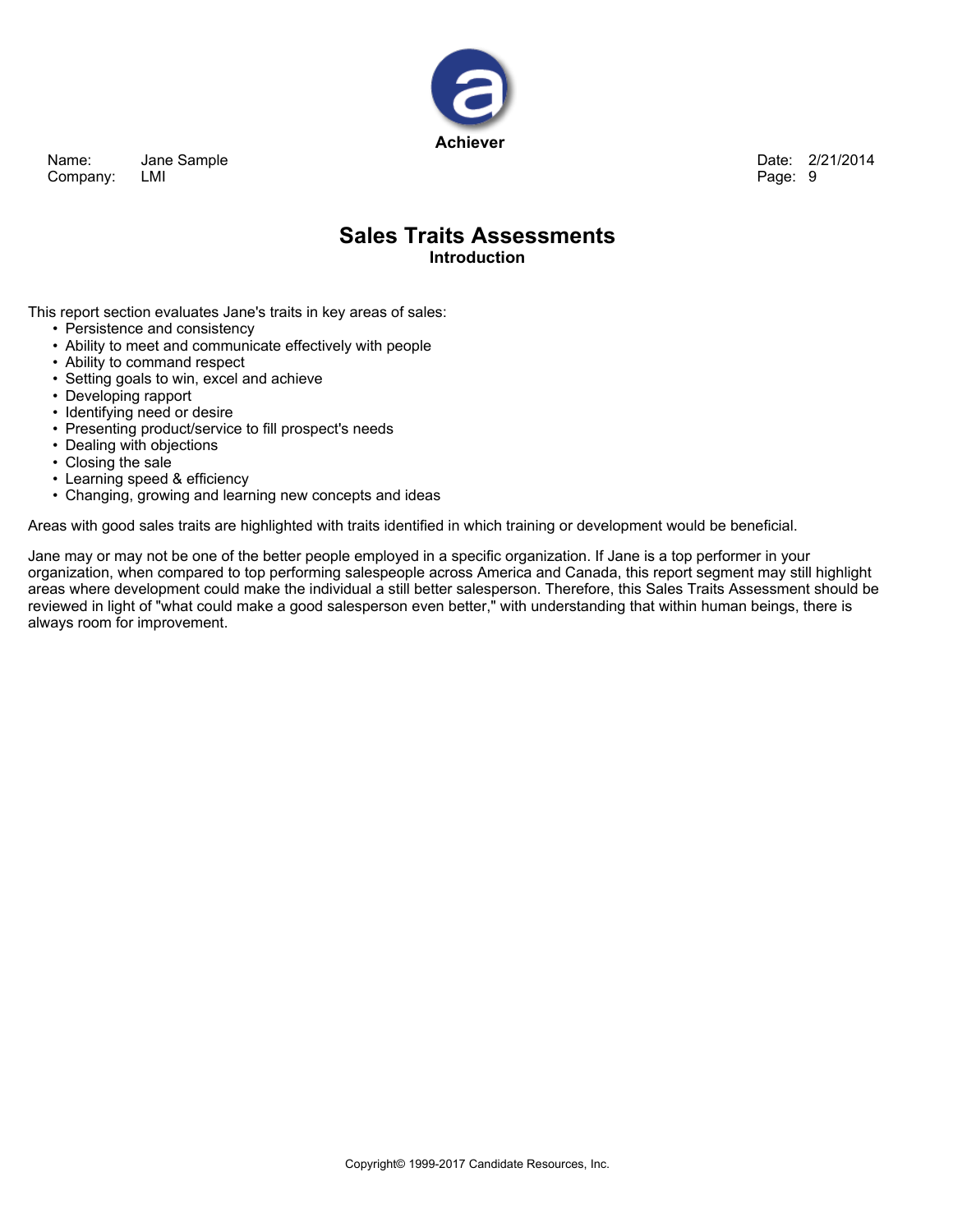# Sales Traits Assessments

## Introduction

This report section evaluates Jane's traits in key areas of sales:

- Persistence and consistency
- Ability to meet and communicate effectively with people
- Ability to command respect
- Setting goals to win, excel and achieve
- Developing rapport
- Identifying need or desire
- Presenting product/service to fill prospect's needs
- Dealing with objections
- Closing the sale
- Learning speed & efficiency
- Changing, growing and learning new concepts and ideas

Areas with good sales traits are highlighted with traits identified in which training or development would be beneficial.

Jane may or may not be one of the better people employed in a specific organization. If Jane is a top performer in your organization, when compared to top performing salespeople across America and Canada, this report segment may still highlight areas where development could make the individual a still better salesperson. Therefore, this Sales Traits Assessment should be reviewed in light of "what could make a good salesperson even better," with understanding that within human beings, there is always room for improvement.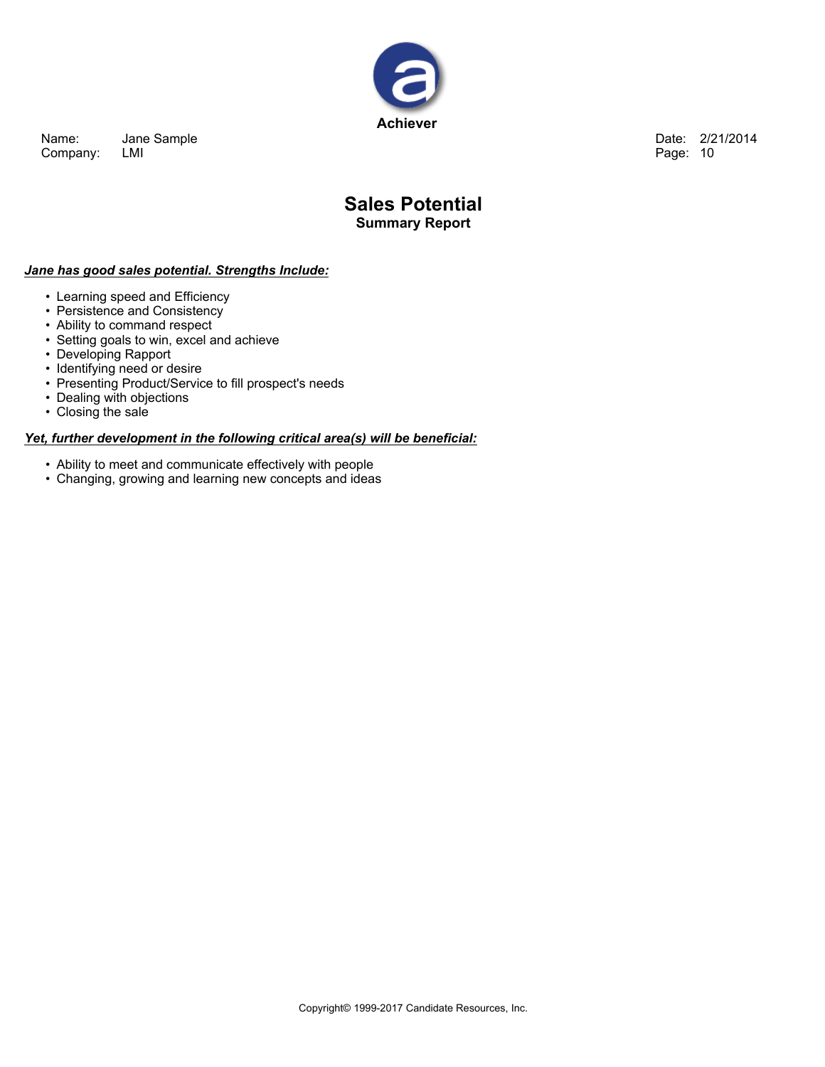# Sales Potential

## Summary Report

***Jane has good sales potential. Strengths Include:***

- Learning speed and Efficiency
- Persistence and Consistency
- Ability to command respect
- Setting goals to win, excel and achieve
- Developing Rapport
- Identifying need or desire
- Presenting Product/Service to fill prospect's needs
- Dealing with objections
- Closing the sale

***Yet, further development in the following critical area(s) will be beneficial:***

- Ability to meet and communicate effectively with people
- Changing, growing and learning new concepts and ideas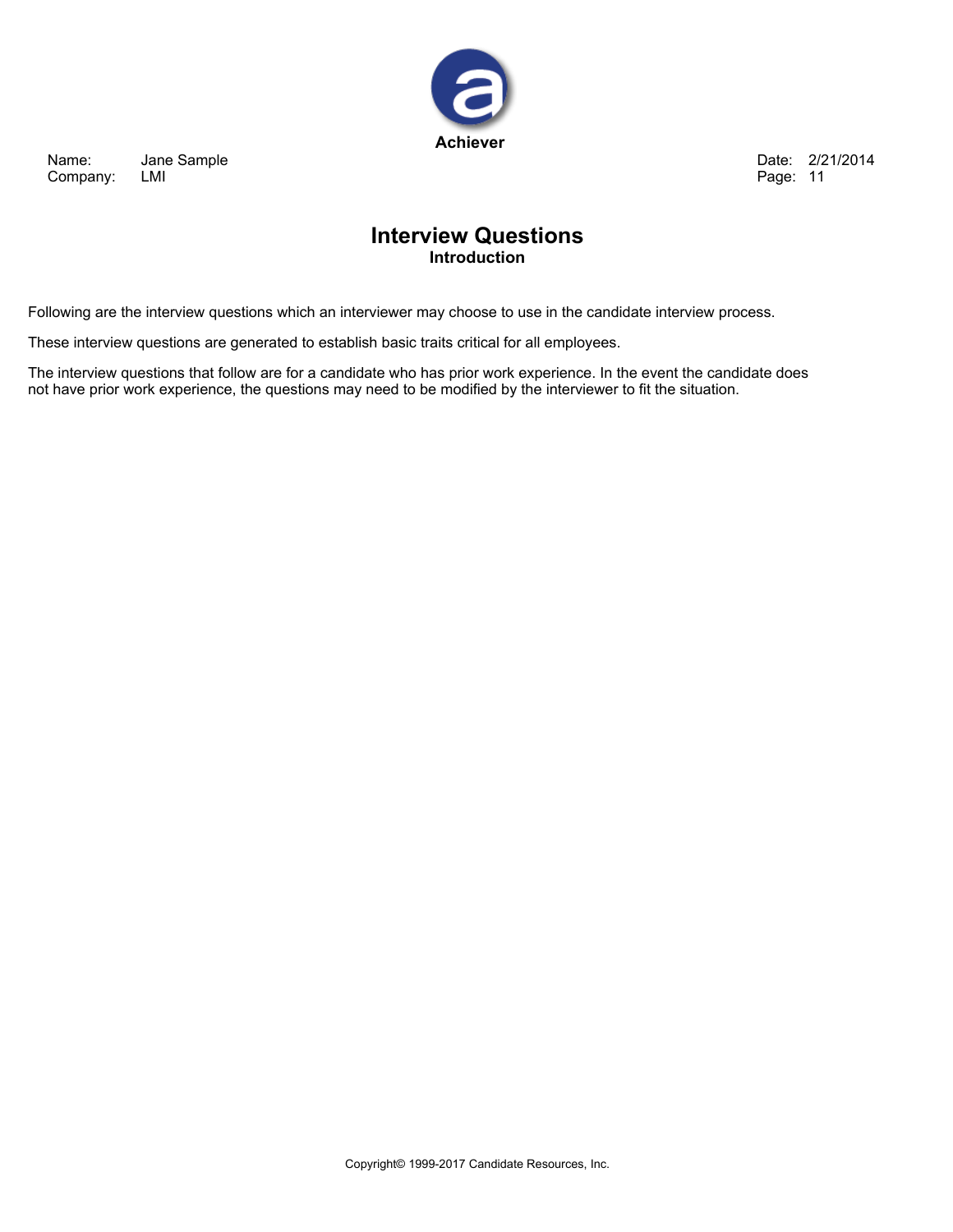# Interview Questions

## Introduction

Following are the interview questions which an interviewer may choose to use in the candidate interview process.

These interview questions are generated to establish basic traits critical for all employees.

The interview questions that follow are for a candidate who has prior work experience. In the event the candidate does not have prior work experience, the questions may need to be modified by the interviewer to fit the situation.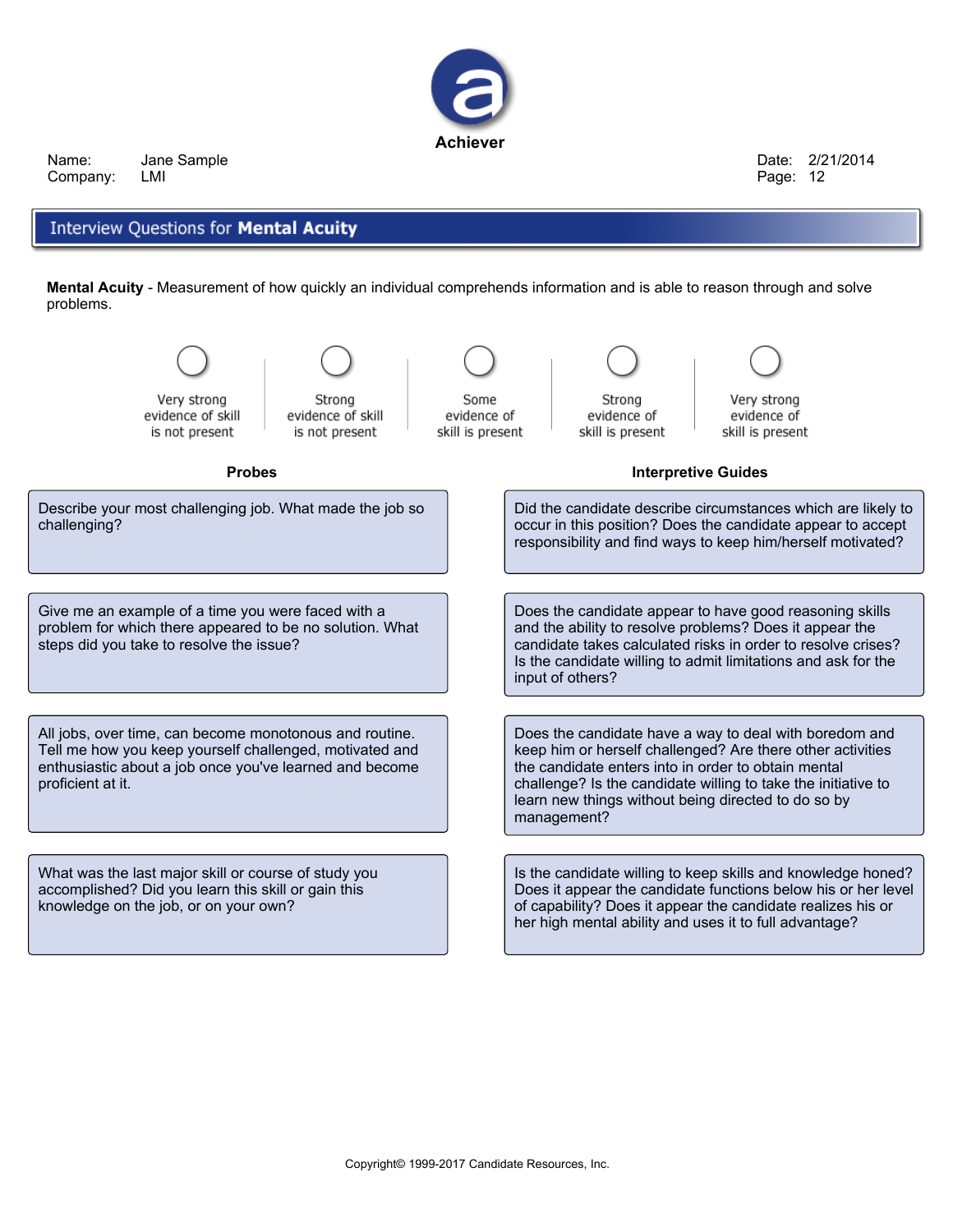**Achiever**

Name: Jane Sample
Company: LMI

Date: 2/21/2014
Page: 12

## Interview Questions for **Mental Acuity**

**Mental Acuity** - Measurement of how quickly an individual comprehends information and is able to reason through and solve problems.

| ○ | ○ | ○ | ○ | ○ |
|---|---|---|---|---|
| Very strong evidence of skill is not present | Strong evidence of skill is not present | Some evidence of skill is present | Strong evidence of skill is present | Very strong evidence of skill is present |

| Probes | Interpretive Guides |
|---|---|
| Describe your most challenging job. What made the job so challenging? | Did the candidate describe circumstances which are likely to occur in this position? Does the candidate appear to accept responsibility and find ways to keep him/herself motivated? |
| Give me an example of a time you were faced with a problem for which there appeared to be no solution. What steps did you take to resolve the issue? | Does the candidate appear to have good reasoning skills and the ability to resolve problems? Does it appear the candidate takes calculated risks in order to resolve crises? Is the candidate willing to admit limitations and ask for the input of others? |
| All jobs, over time, can become monotonous and routine. Tell me how you keep yourself challenged, motivated and enthusiastic about a job once you've learned and become proficient at it. | Does the candidate have a way to deal with boredom and keep him or herself challenged? Are there other activities the candidate enters into in order to obtain mental challenge? Is the candidate willing to take the initiative to learn new things without being directed to do so by management? |
| What was the last major skill or course of study you accomplished? Did you learn this skill or gain this knowledge on the job, or on your own? | Is the candidate willing to keep skills and knowledge honed? Does it appear the candidate functions below his or her level of capability? Does it appear the candidate realizes his or her high mental ability and uses it to full advantage? |

Copyright© 1999-2017 Candidate Resources, Inc.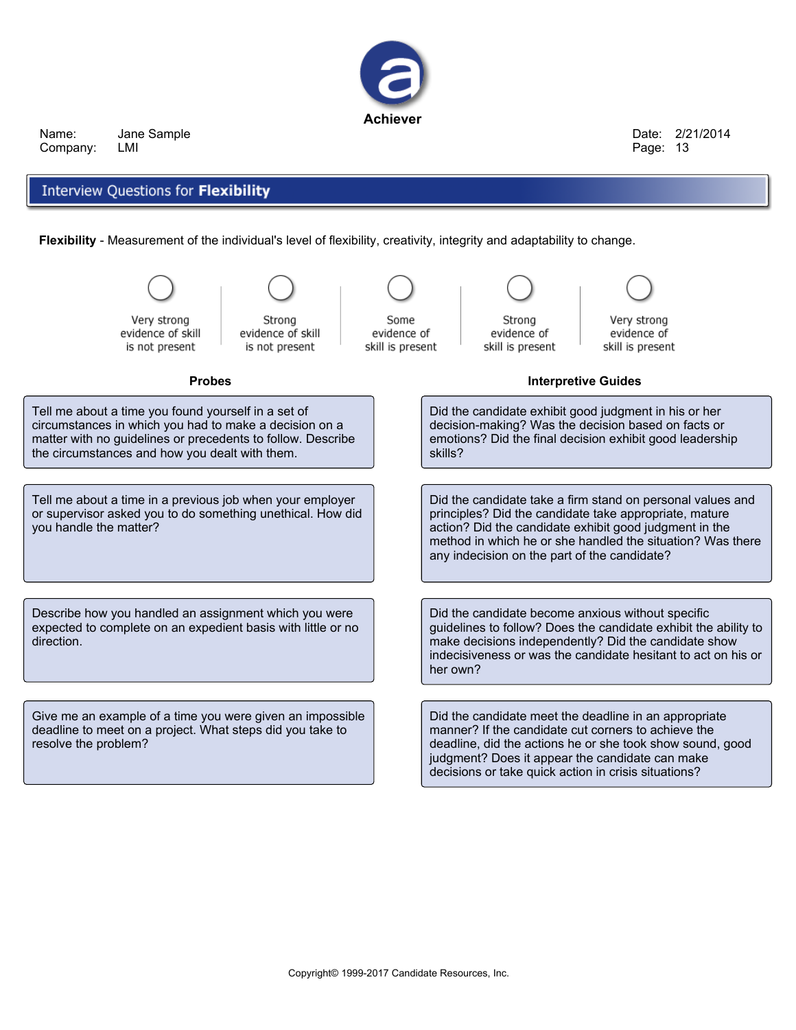# Achiever

Name: Jane Sample
Company: LMI

Date: 2/21/2014

## Interview Questions for **Flexibility**

**Flexibility** - Measurement of the individual's level of flexibility, creativity, integrity and adaptability to change.

| ○ | ○ | ○ | ○ | ○ |
|---|---|---|---|---|
| Very strong evidence of skill is not present | Strong evidence of skill is not present | Some evidence of skill is present | Strong evidence of skill is present | Very strong evidence of skill is present |

| Probes | Interpretive Guides |
|---|---|
| Tell me about a time you found yourself in a set of circumstances in which you had to make a decision on a matter with no guidelines or precedents to follow. Describe the circumstances and how you dealt with them. | Did the candidate exhibit good judgment in his or her decision-making? Was the decision based on facts or emotions? Did the final decision exhibit good leadership skills? |
| Tell me about a time in a previous job when your employer or supervisor asked you to do something unethical. How did you handle the matter? | Did the candidate take a firm stand on personal values and principles? Did the candidate take appropriate, mature action? Did the candidate exhibit good judgment in the method in which he or she handled the situation? Was there any indecision on the part of the candidate? |
| Describe how you handled an assignment which you were expected to complete on an expedient basis with little or no direction. | Did the candidate become anxious without specific guidelines to follow? Does the candidate exhibit the ability to make decisions independently? Did the candidate show indecisiveness or was the candidate hesitant to act on his or her own? |
| Give me an example of a time you were given an impossible deadline to meet on a project. What steps did you take to resolve the problem? | Did the candidate meet the deadline in an appropriate manner? If the candidate cut corners to achieve the deadline, did the actions he or she took show sound, good judgment? Does it appear the candidate can make decisions or take quick action in crisis situations? |

Copyright© 1999-2017 Candidate Resources, Inc.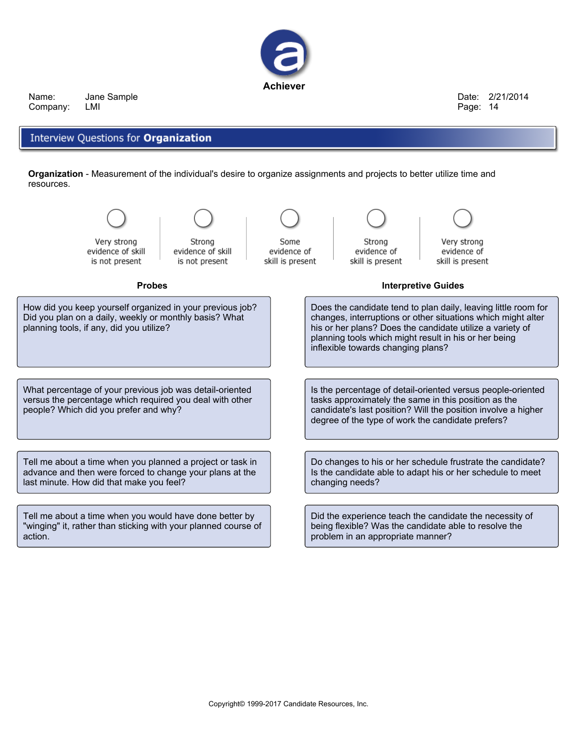# Achiever

Name: Jane Sample
Company: LMI

Date: 2/21/2014

## Interview Questions for **Organization**

**Organization** - Measurement of the individual's desire to organize assignments and projects to better utilize time and resources.

| ○ | ○ | ○ | ○ | ○ |
|---|---|---|---|---|
| Very strong evidence of skill is not present | Strong evidence of skill is not present | Some evidence of skill is present | Strong evidence of skill is present | Very strong evidence of skill is present |

| Probes | Interpretive Guides |
|---|---|
| How did you keep yourself organized in your previous job? Did you plan on a daily, weekly or monthly basis? What planning tools, if any, did you utilize? | Does the candidate tend to plan daily, leaving little room for changes, interruptions or other situations which might alter his or her plans? Does the candidate utilize a variety of planning tools which might result in his or her being inflexible towards changing plans? |
| What percentage of your previous job was detail-oriented versus the percentage which required you deal with other people? Which did you prefer and why? | Is the percentage of detail-oriented versus people-oriented tasks approximately the same in this position as the candidate's last position? Will the position involve a higher degree of the type of work the candidate prefers? |
| Tell me about a time when you planned a project or task in advance and then were forced to change your plans at the last minute. How did that make you feel? | Do changes to his or her schedule frustrate the candidate? Is the candidate able to adapt his or her schedule to meet changing needs? |
| Tell me about a time when you would have done better by "winging" it, rather than sticking with your planned course of action. | Did the experience teach the candidate the necessity of being flexible? Was the candidate able to resolve the problem in an appropriate manner? |

Copyright© 1999-2017 Candidate Resources, Inc.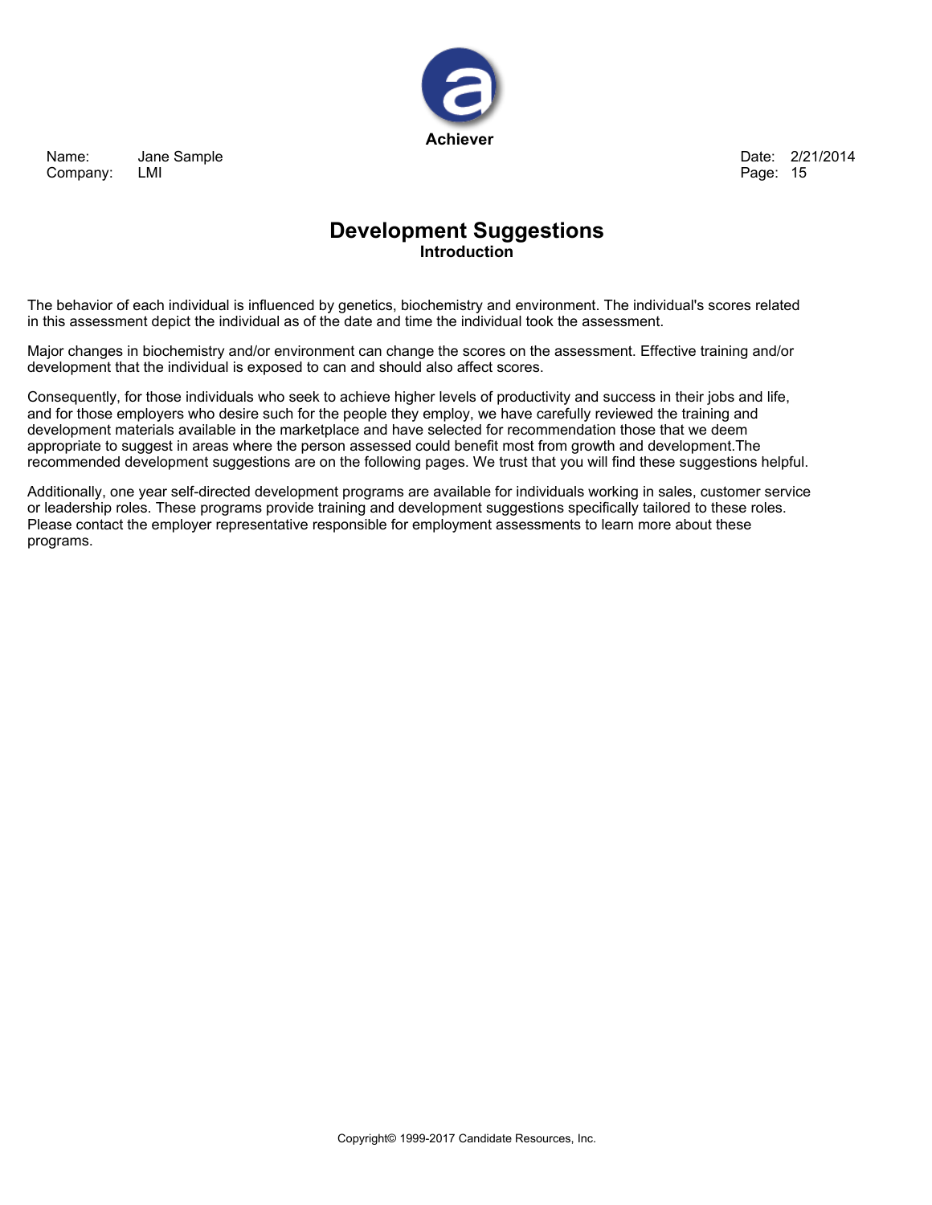# Development Suggestions

## Introduction

The behavior of each individual is influenced by genetics, biochemistry and environment. The individual's scores related in this assessment depict the individual as of the date and time the individual took the assessment.

Major changes in biochemistry and/or environment can change the scores on the assessment. Effective training and/or development that the individual is exposed to can and should also affect scores.

Consequently, for those individuals who seek to achieve higher levels of productivity and success in their jobs and life, and for those employers who desire such for the people they employ, we have carefully reviewed the training and development materials available in the marketplace and have selected for recommendation those that we deem appropriate to suggest in areas where the person assessed could benefit most from growth and development.The recommended development suggestions are on the following pages. We trust that you will find these suggestions helpful.

Additionally, one year self-directed development programs are available for individuals working in sales, customer service or leadership roles. These programs provide training and development suggestions specifically tailored to these roles. Please contact the employer representative responsible for employment assessments to learn more about these programs.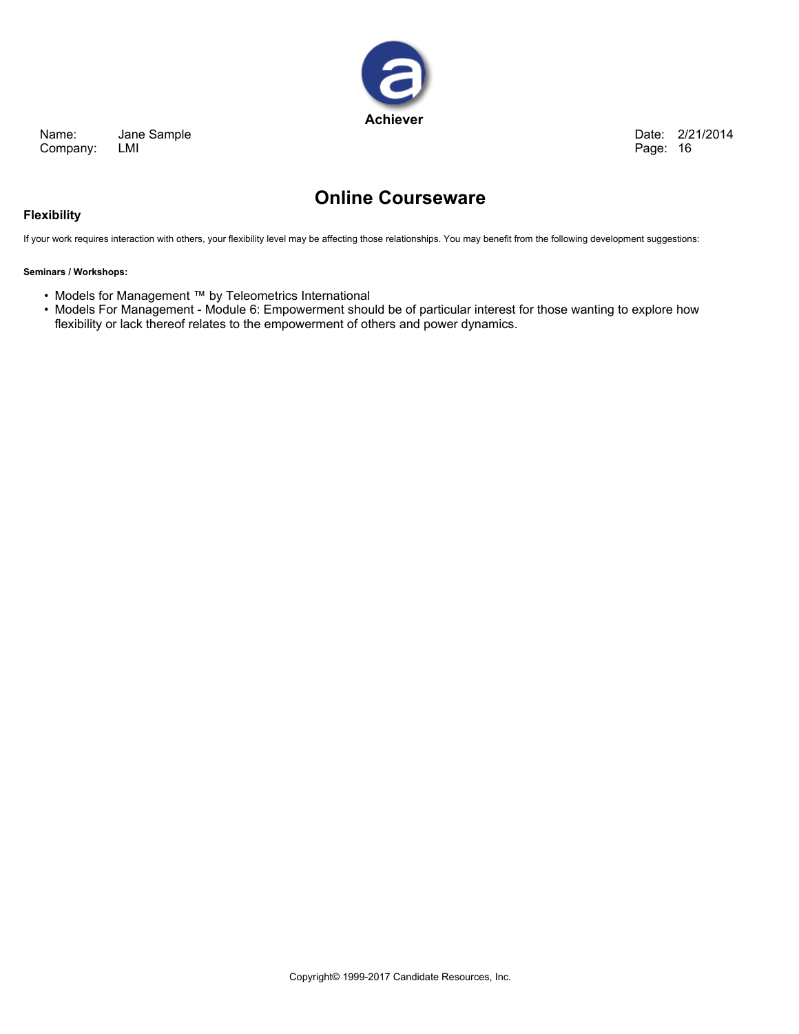# Online Courseware

## Flexibility

If your work requires interaction with others, your flexibility level may be affecting those relationships. You may benefit from the following development suggestions:

**Seminars / Workshops:**

- Models for Management ™ by Teleometrics International
- Models For Management - Module 6: Empowerment should be of particular interest for those wanting to explore how flexibility or lack thereof relates to the empowerment of others and power dynamics.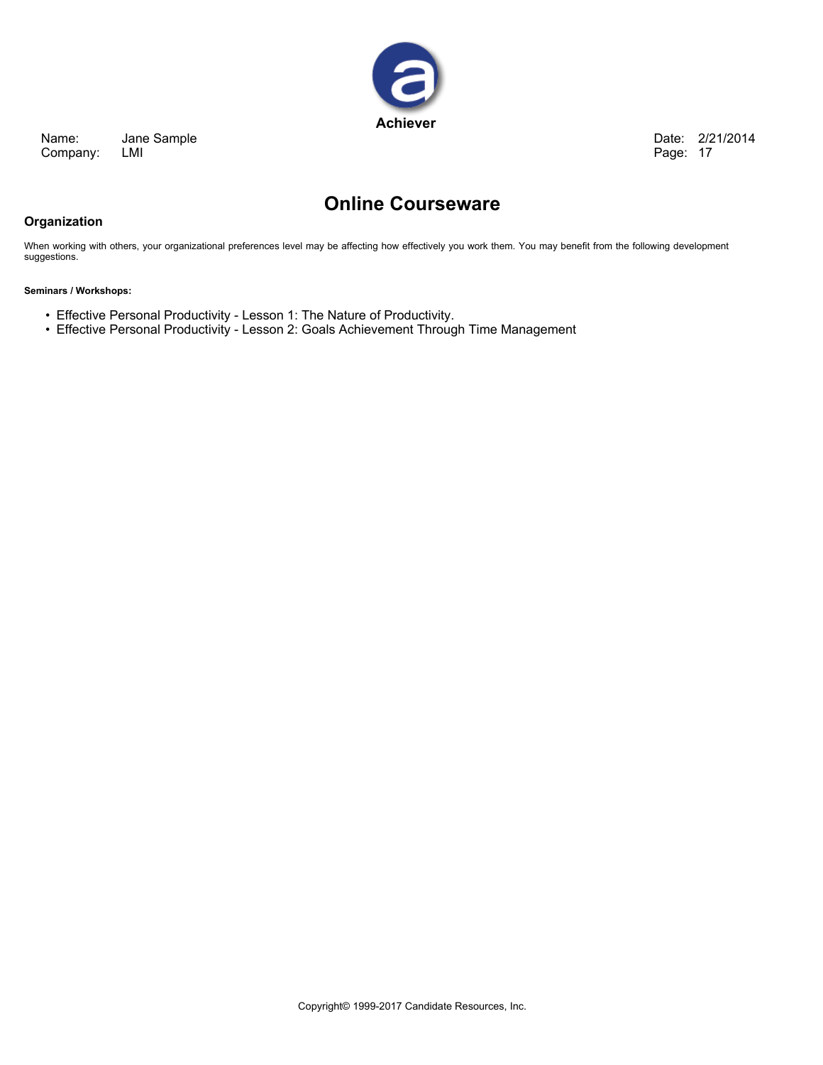# Online Courseware

## Organization

When working with others, your organizational preferences level may be affecting how effectively you work them. You may benefit from the following development suggestions.

**Seminars / Workshops:**

- Effective Personal Productivity - Lesson 1: The Nature of Productivity.
- Effective Personal Productivity - Lesson 2: Goals Achievement Through Time Management